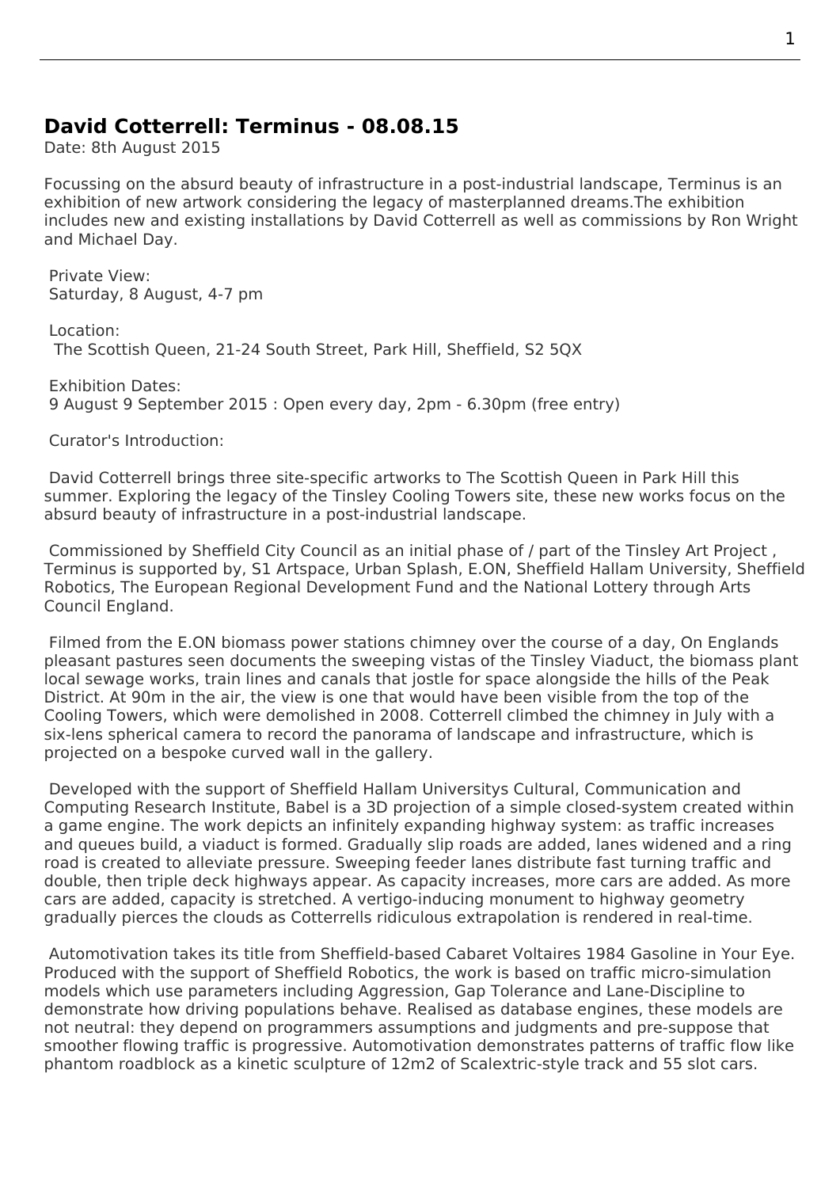## David Cotterrell: Terminus - 08.08.15

Date: 8th August 2015

Focussing on the absurd beauty of infrastructure in a post-industrial landscape, Terminus is an exhibition of new artwork considering the legacy of masterplanned dreams.The exhibition includes new and existing installations by David Cotterrell as well as commissions by Ron Wright and Michael Day.

Private View:
Saturday, 8 August, 4-7 pm

Location:
The Scottish Queen, 21-24 South Street, Park Hill, Sheffield, S2 5QX

Exhibition Dates:
9 August 9 September 2015 : Open every day, 2pm - 6.30pm (free entry)

Curator's Introduction:

David Cotterrell brings three site-specific artworks to The Scottish Queen in Park Hill this summer. Exploring the legacy of the Tinsley Cooling Towers site, these new works focus on the absurd beauty of infrastructure in a post-industrial landscape.

Commissioned by Sheffield City Council as an initial phase of / part of the Tinsley Art Project , Terminus is supported by, S1 Artspace, Urban Splash, E.ON, Sheffield Hallam University, Sheffield Robotics, The European Regional Development Fund and the National Lottery through Arts Council England.

Filmed from the E.ON biomass power stations chimney over the course of a day, On Englands pleasant pastures seen documents the sweeping vistas of the Tinsley Viaduct, the biomass plant local sewage works, train lines and canals that jostle for space alongside the hills of the Peak District. At 90m in the air, the view is one that would have been visible from the top of the Cooling Towers, which were demolished in 2008. Cotterrell climbed the chimney in July with a six-lens spherical camera to record the panorama of landscape and infrastructure, which is projected on a bespoke curved wall in the gallery.

Developed with the support of Sheffield Hallam Universitys Cultural, Communication and Computing Research Institute, Babel is a 3D projection of a simple closed-system created within a game engine. The work depicts an infinitely expanding highway system: as traffic increases and queues build, a viaduct is formed. Gradually slip roads are added, lanes widened and a ring road is created to alleviate pressure. Sweeping feeder lanes distribute fast turning traffic and double, then triple deck highways appear. As capacity increases, more cars are added. As more cars are added, capacity is stretched. A vertigo-inducing monument to highway geometry gradually pierces the clouds as Cotterrells ridiculous extrapolation is rendered in real-time.

Automotivation takes its title from Sheffield-based Cabaret Voltaires 1984 Gasoline in Your Eye. Produced with the support of Sheffield Robotics, the work is based on traffic micro-simulation models which use parameters including Aggression, Gap Tolerance and Lane-Discipline to demonstrate how driving populations behave. Realised as database engines, these models are not neutral: they depend on programmers assumptions and judgments and pre-suppose that smoother flowing traffic is progressive. Automotivation demonstrates patterns of traffic flow like phantom roadblock as a kinetic sculpture of $12m^2$ of Scalextric-style track and 55 slot cars.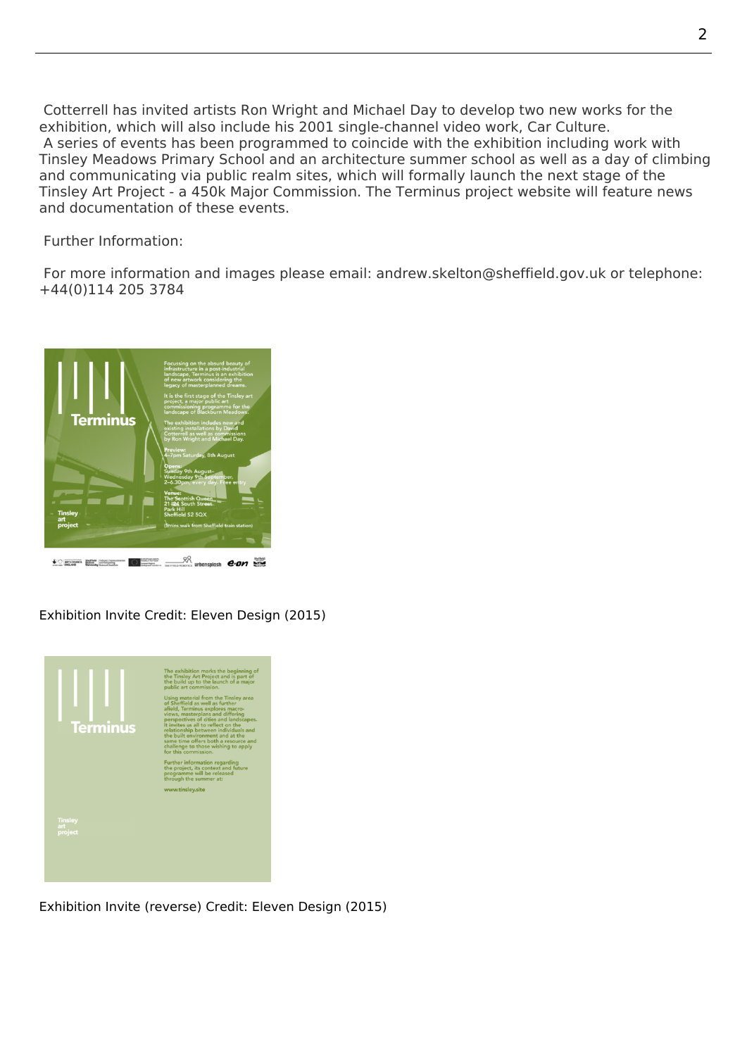Cotterrell has invited artists Ron Wright and Michael Day to develop two new works for the exhibition, which will also include his 2001 single-channel video work, Car Culture.

A series of events has been programmed to coincide with the exhibition including work with Tinsley Meadows Primary School and an architecture summer school as well as a day of climbing and communicating via public realm sites, which will formally launch the next stage of the Tinsley Art Project - a 450k Major Commission. The Terminus project website will feature news and documentation of these events.

Further Information:

For more information and images please email: andrew.skelton@sheffield.gov.uk or telephone: +44(0)114 205 3784

Exhibition Invite Credit: Eleven Design (2015)

Exhibition Invite (reverse) Credit: Eleven Design (2015)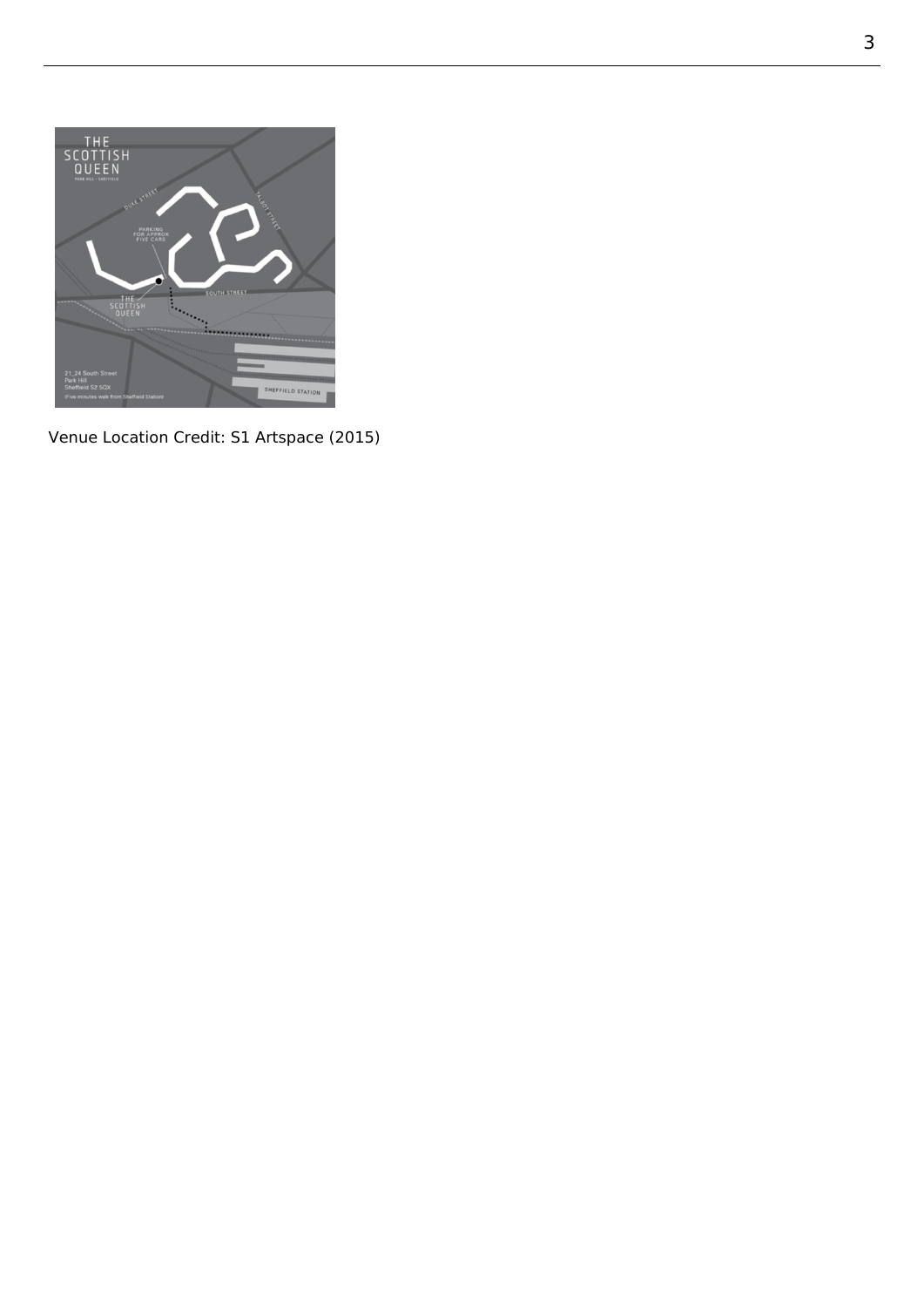Venue Location Credit: S1 Artspace (2015)